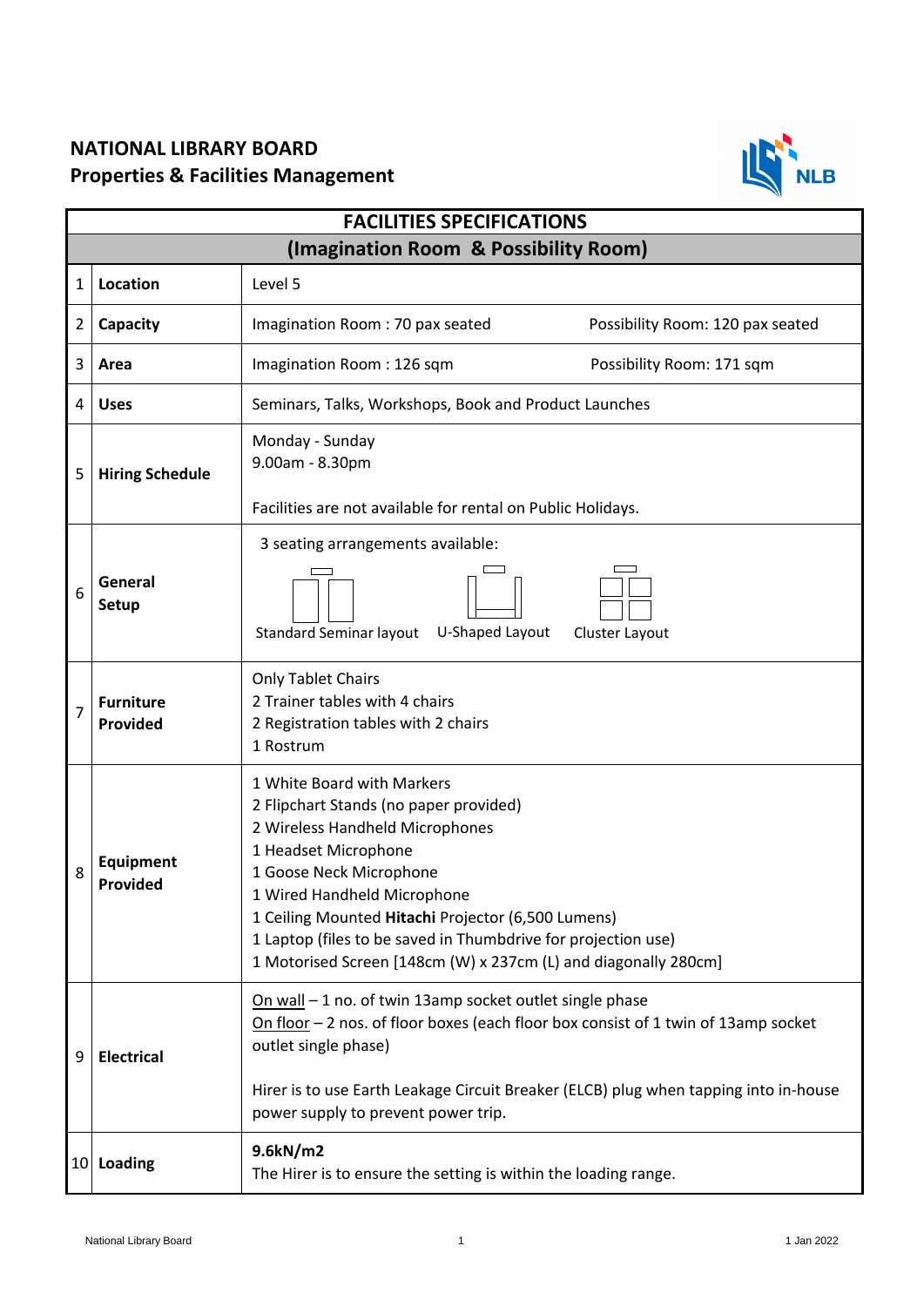# NATIONAL LIBRARY BOARD
## Properties & Facilities Management

| FACILITIES SPECIFICATIONS | | |
|---|---|---|
| **(Imagination Room & Possibility Room)** | | |
| 1 | **Location** | Level 5 |
| 2 | **Capacity** | Imagination Room : 70 pax seated<br>Possibility Room: 120 pax seated |
| 3 | **Area** | Imagination Room : 126 sqm<br>Possibility Room: 171 sqm |
| 4 | **Uses** | Seminars, Talks, Workshops, Book and Product Launches |
| 5 | **Hiring Schedule** | Monday - Sunday<br>9.00am - 8.30pm<br><br>Facilities are not available for rental on Public Holidays. |
| 6 | **General Setup** | 3 seating arrangements available:<br>Standard Seminar layout, U-Shaped Layout, Cluster Layout |
| 7 | **Furniture Provided** | Only Tablet Chairs<br>2 Trainer tables with 4 chairs<br>2 Registration tables with 2 chairs<br>1 Rostrum |
| 8 | **Equipment Provided** | 1 White Board with Markers<br>2 Flipchart Stands (no paper provided)<br>2 Wireless Handheld Microphones<br>1 Headset Microphone<br>1 Goose Neck Microphone<br>1 Wired Handheld Microphone<br>1 Ceiling Mounted **Hitachi** Projector (6,500 Lumens)<br>1 Laptop (files to be saved in Thumbdrive for projection use)<br>1 Motorised Screen [148cm (W) x 237cm (L) and diagonally 280cm] |
| 9 | **Electrical** | <u>On wall</u> – 1 no. of twin 13amp socket outlet single phase<br><u>On floor</u> – 2 nos. of floor boxes (each floor box consist of 1 twin of 13amp socket outlet single phase)<br><br>Hirer is to use Earth Leakage Circuit Breaker (ELCB) plug when tapping into in-house power supply to prevent power trip. |
| 10 | **Loading** | **9.6kN/m2**<br>The Hirer is to ensure the setting is within the loading range. |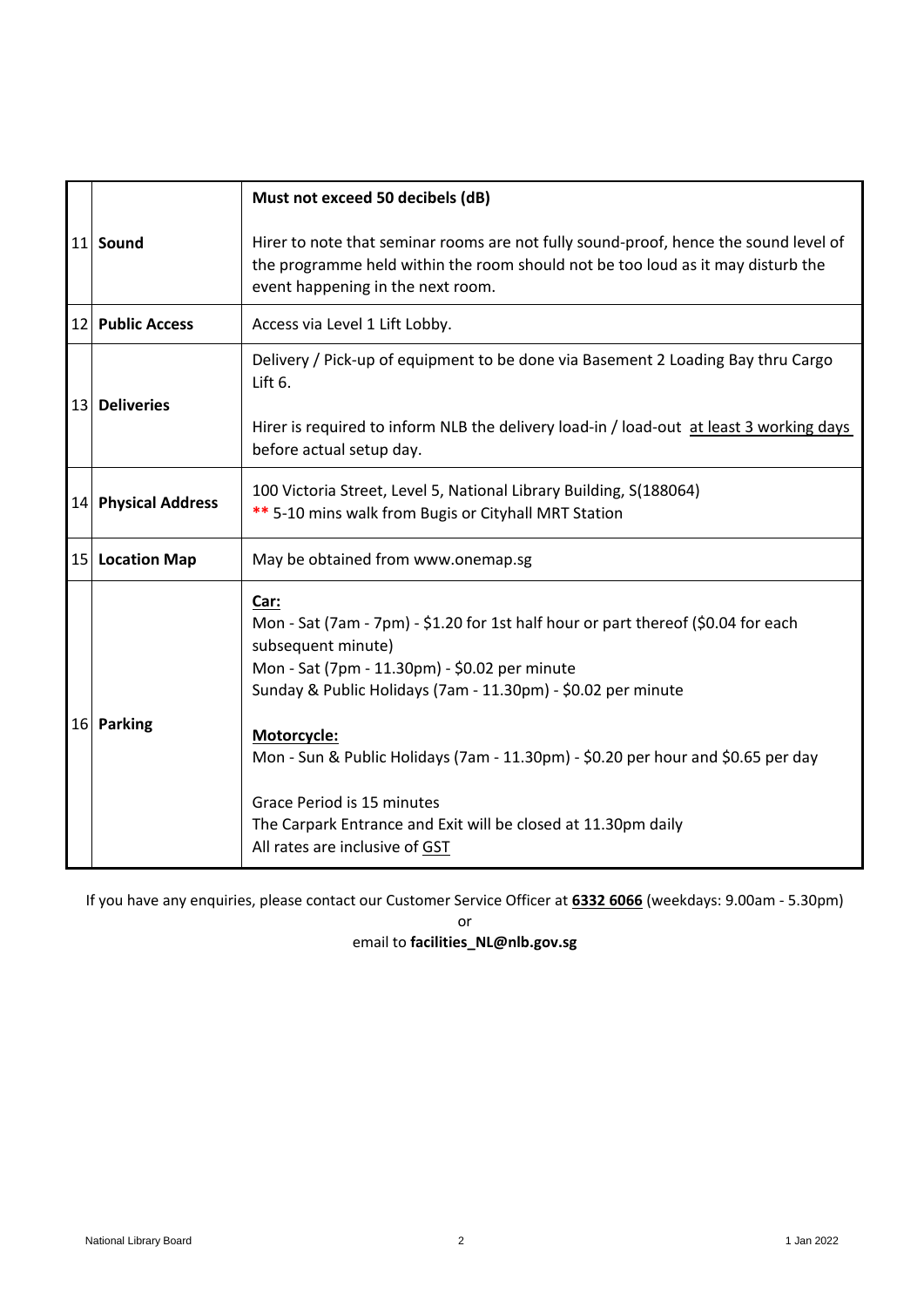| | | |
|---|---|---|
| 11 | **Sound** | **Must not exceed 50 decibels (dB)**<br><br>Hirer to note that seminar rooms are not fully sound-proof, hence the sound level of the programme held within the room should not be too loud as it may disturb the event happening in the next room. |
| 12 | **Public Access** | Access via Level 1 Lift Lobby. |
| 13 | **Deliveries** | Delivery / Pick-up of equipment to be done via Basement 2 Loading Bay thru Cargo Lift 6.<br><br>Hirer is required to inform NLB the delivery load-in / load-out at least 3 working days before actual setup day. |
| 14 | **Physical Address** | 100 Victoria Street, Level 5, National Library Building, S(188064)<br>** 5-10 mins walk from Bugis or Cityhall MRT Station |
| 15 | **Location Map** | May be obtained from www.onemap.sg |
| 16 | **Parking** | **Car:**<br>Mon - Sat (7am - 7pm) - $1.20 for 1st half hour or part thereof ($0.04 for each subsequent minute)<br>Mon - Sat (7pm - 11.30pm) - $0.02 per minute<br>Sunday & Public Holidays (7am - 11.30pm) - $0.02 per minute<br><br>**Motorcycle:**<br>Mon - Sun & Public Holidays (7am - 11.30pm) - $0.20 per hour and $0.65 per day<br><br>Grace Period is 15 minutes<br>The Carpark Entrance and Exit will be closed at 11.30pm daily<br>All rates are inclusive of GST |

If you have any enquiries, please contact our Customer Service Officer at **6332 6066** (weekdays: 9.00am - 5.30pm)

or

email to **facilities_NL@nlb.gov.sg**